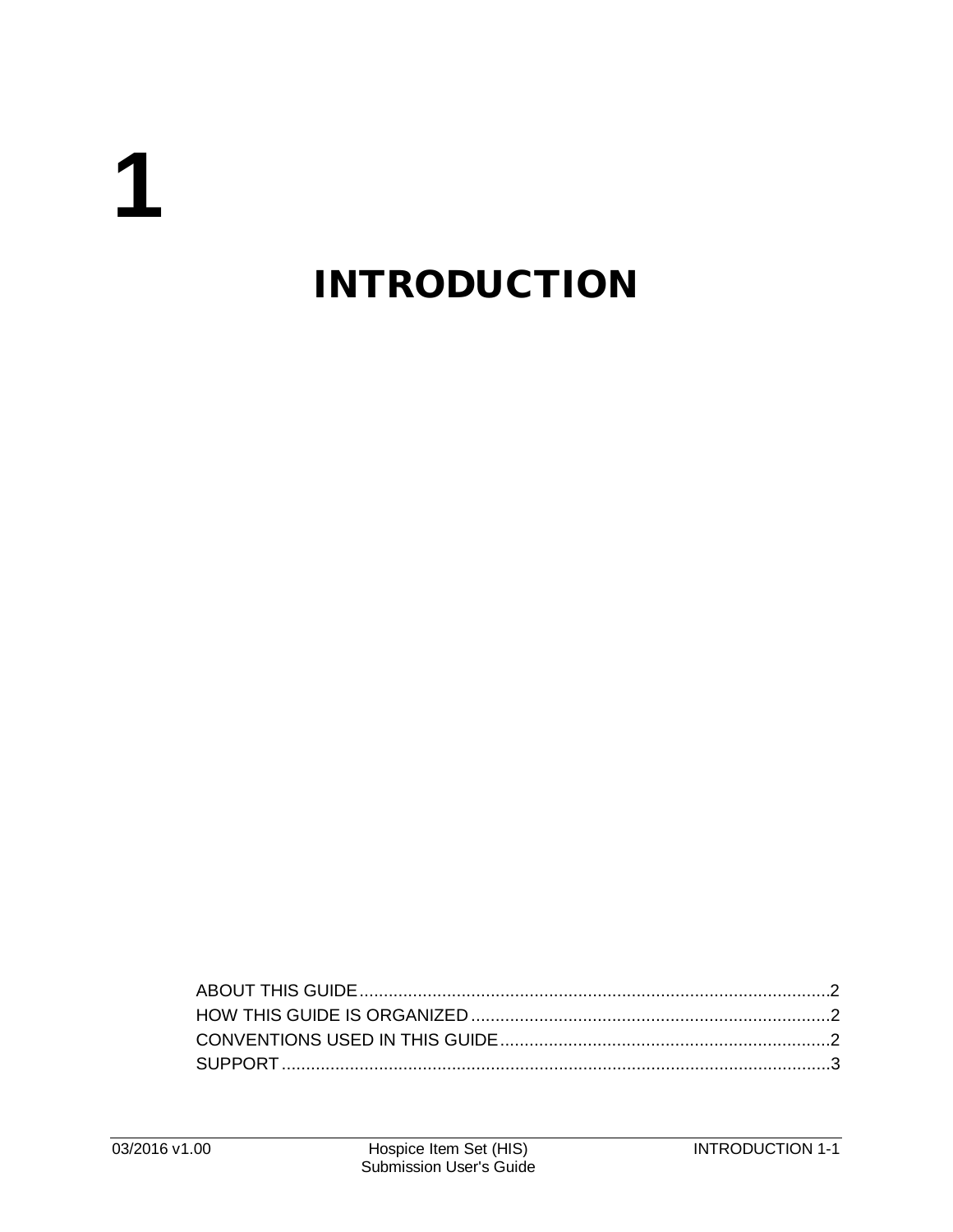# 1

# INTRODUCTION

ABOUT THIS GUIDE.................................................................................................2
HOW THIS GUIDE IS ORGANIZED..........................................................................2
CONVENTIONS USED IN THIS GUIDE....................................................................2
SUPPORT.................................................................................................................3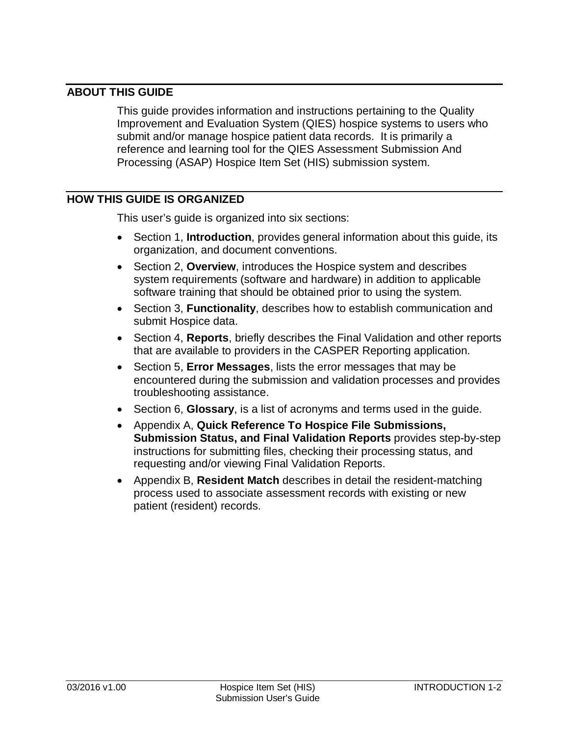## ABOUT THIS GUIDE

This guide provides information and instructions pertaining to the Quality Improvement and Evaluation System (QIES) hospice systems to users who submit and/or manage hospice patient data records. It is primarily a reference and learning tool for the QIES Assessment Submission And Processing (ASAP) Hospice Item Set (HIS) submission system.

## HOW THIS GUIDE IS ORGANIZED

This user's guide is organized into six sections:

- Section 1, **Introduction**, provides general information about this guide, its organization, and document conventions.
- Section 2, **Overview**, introduces the Hospice system and describes system requirements (software and hardware) in addition to applicable software training that should be obtained prior to using the system.
- Section 3, **Functionality**, describes how to establish communication and submit Hospice data.
- Section 4, **Reports**, briefly describes the Final Validation and other reports that are available to providers in the CASPER Reporting application.
- Section 5, **Error Messages**, lists the error messages that may be encountered during the submission and validation processes and provides troubleshooting assistance.
- Section 6, **Glossary**, is a list of acronyms and terms used in the guide.
- Appendix A, **Quick Reference To Hospice File Submissions, Submission Status, and Final Validation Reports** provides step-by-step instructions for submitting files, checking their processing status, and requesting and/or viewing Final Validation Reports.
- Appendix B, **Resident Match** describes in detail the resident-matching process used to associate assessment records with existing or new patient (resident) records.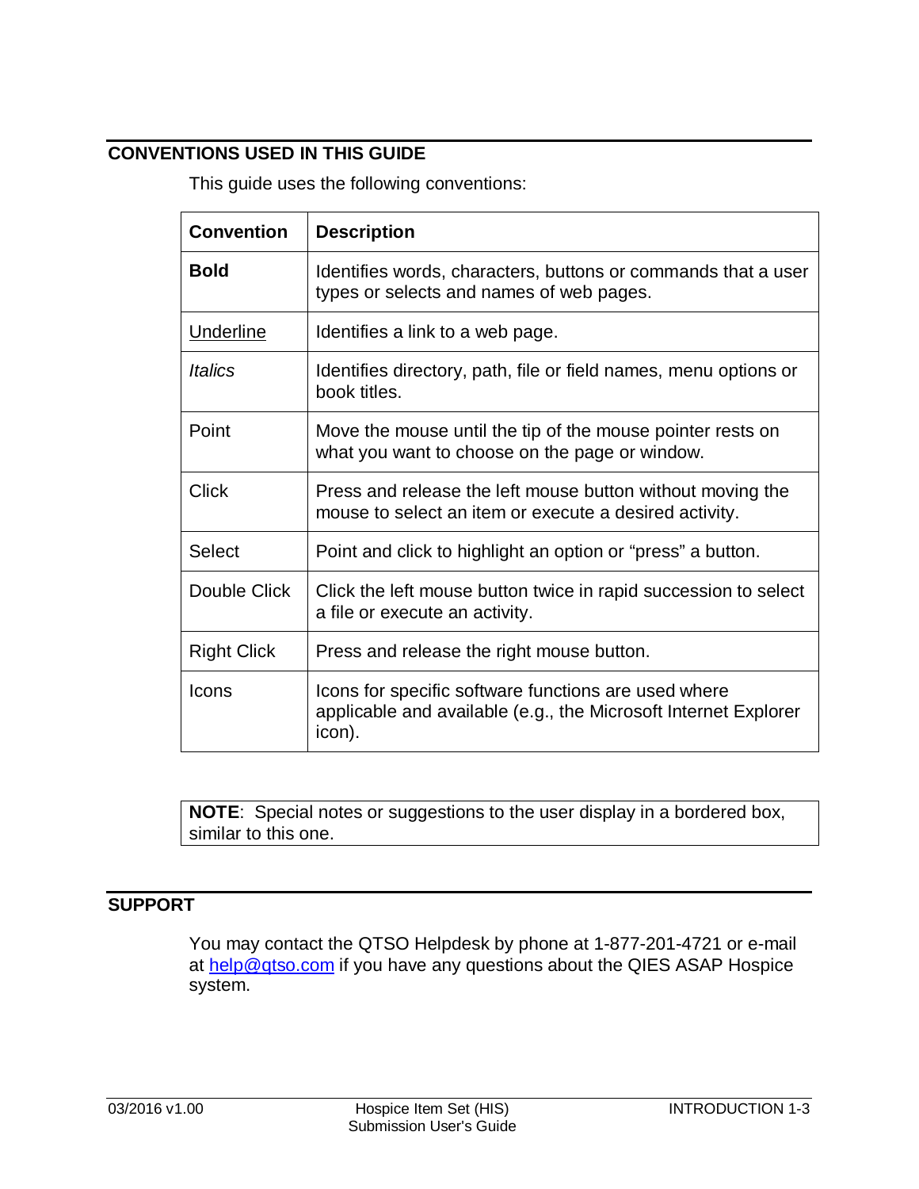## CONVENTIONS USED IN THIS GUIDE

This guide uses the following conventions:

| Convention | Description |
|---|---|
| **Bold** | Identifies words, characters, buttons or commands that a user types or selects and names of web pages. |
| Underline | Identifies a link to a web page. |
| *Italics* | Identifies directory, path, file or field names, menu options or book titles. |
| Point | Move the mouse until the tip of the mouse pointer rests on what you want to choose on the page or window. |
| Click | Press and release the left mouse button without moving the mouse to select an item or execute a desired activity. |
| Select | Point and click to highlight an option or “press” a button. |
| Double Click | Click the left mouse button twice in rapid succession to select a file or execute an activity. |
| Right Click | Press and release the right mouse button. |
| Icons | Icons for specific software functions are used where applicable and available (e.g., the Microsoft Internet Explorer icon). |

> **NOTE**: Special notes or suggestions to the user display in a bordered box, similar to this one.

## SUPPORT

You may contact the QTSO Helpdesk by phone at 1-877-201-4721 or e-mail at help@qtso.com if you have any questions about the QIES ASAP Hospice system.